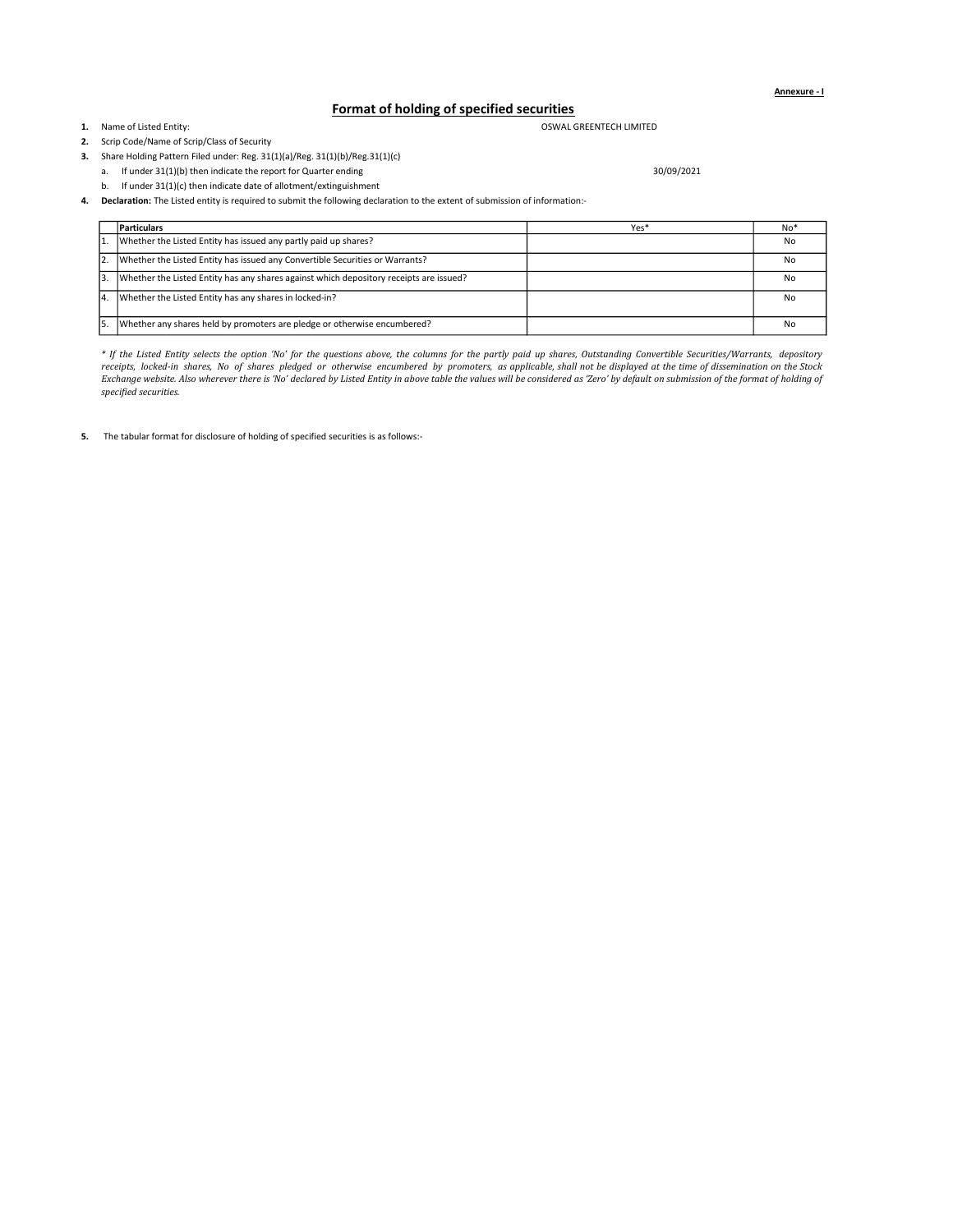**Annexure - I**

## Format of holding of specified securities

1. Name of Listed Entity: OSWAL GREENTECH LIMITED
2. Scrip Code/Name of Scrip/Class of Security
3. Share Holding Pattern Filed under: Reg. 31(1)(a)/Reg. 31(1)(b)/Reg.31(1)(c)
   a. If under 31(1)(b) then indicate the report for Quarter ending 30/09/2021
   b. If under 31(1)(c) then indicate date of allotment/extinguishment
4. **Declaration:** The Listed entity is required to submit the following declaration to the extent of submission of information:-

| | Particulars | Yes* | No* |
|---|---|---|---|
| 1. | Whether the Listed Entity has issued any partly paid up shares? | | No |
| 2. | Whether the Listed Entity has issued any Convertible Securities or Warrants? | | No |
| 3. | Whether the Listed Entity has any shares against which depository receipts are issued? | | No |
| 4. | Whether the Listed Entity has any shares in locked-in? | | No |
| 5. | Whether any shares held by promoters are pledge or otherwise encumbered? | | No |

*\* If the Listed Entity selects the option 'No' for the questions above, the columns for the partly paid up shares, Outstanding Convertible Securities/Warrants, depository receipts, locked-in shares, No of shares pledged or otherwise encumbered by promoters, as applicable, shall not be displayed at the time of dissemination on the Stock Exchange website. Also wherever there is 'No' declared by Listed Entity in above table the values will be considered as 'Zero' by default on submission of the format of holding of specified securities.*

5. The tabular format for disclosure of holding of specified securities is as follows:-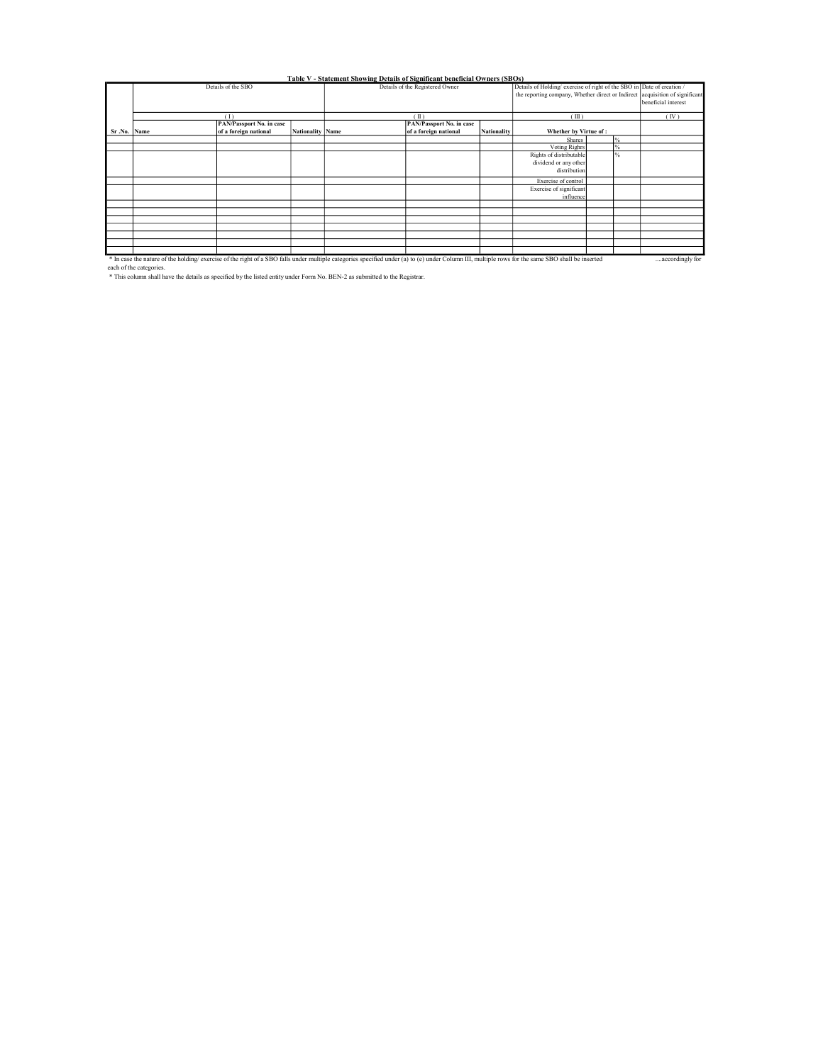## Table V - Statement Showing Details of Significant beneficial Owners (SBOs)

| | Details of the SBO | | | Details of the Registered Owner | | | Details of Holding/ exercise of right of the SBO in the reporting company, Whether direct or Indirect | | | Date of creation / acquisition of significant beneficial interest |
|---|---|---|---|---|---|---|---|---|---|---|
| | ( I ) | | | ( II ) | | | ( III ) | | | ( IV ) |
| **Sr .No.** | **Name** | **PAN/Passport No. in case of a foreign national** | **Nationality** | **Name** | **PAN/Passport No. in case of a foreign national** | **Nationality** | **Whether by Virtue of :** | | | |
| | | | | | | | Shares | | % | |
| | | | | | | | Voting Righrs | | % | |
| | | | | | | | Rights of distributable dividend or any other distribution | | % | |
| | | | | | | | Exercise of control | | | |
| | | | | | | | Exercise of significant influence | | | |
| | | | | | | | | | | |
| | | | | | | | | | | |
| | | | | | | | | | | |
| | | | | | | | | | | |
| | | | | | | | | | | |
| | | | | | | | | | | |
| | | | | | | | | | | |

* In case the nature of the holding/ exercise of the right of a SBO falls under multiple categories specified under (a) to (e) under Column III, multiple rows for the same SBO shall be inserted ....accordingly for each of the categories.

* This column shall have the details as specified by the listed entity under Form No. BEN-2 as submitted to the Registrar.